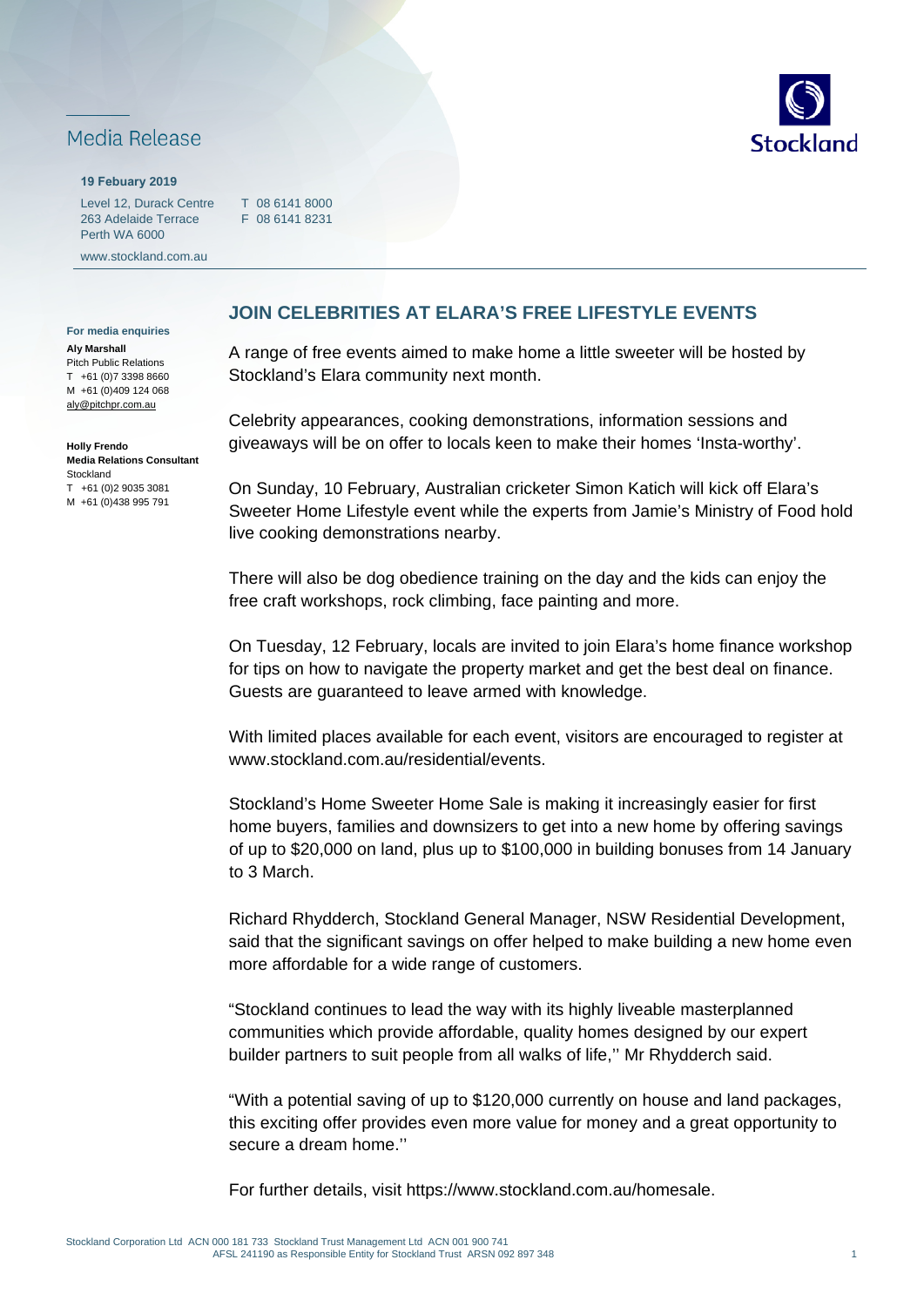Media Release

**19 Febuary 2019**

Level 12, Durack Centre
263 Adelaide Terrace
Perth WA 6000

T 08 6141 8000
F 08 6141 8231

www.stockland.com.au

**For media enquiries**

**Aly Marshall**
Pitch Public Relations
T +61 (0)7 3398 8660
M +61 (0)409 124 068
aly@pitchpr.com.au

**Holly Frendo**
**Media Relations Consultant**
Stockland
T +61 (0)2 9035 3081
M +61 (0)438 995 791

## JOIN CELEBRITIES AT ELARA'S FREE LIFESTYLE EVENTS

A range of free events aimed to make home a little sweeter will be hosted by Stockland's Elara community next month.

Celebrity appearances, cooking demonstrations, information sessions and giveaways will be on offer to locals keen to make their homes 'Insta-worthy'.

On Sunday, 10 February, Australian cricketer Simon Katich will kick off Elara's Sweeter Home Lifestyle event while the experts from Jamie's Ministry of Food hold live cooking demonstrations nearby.

There will also be dog obedience training on the day and the kids can enjoy the free craft workshops, rock climbing, face painting and more.

On Tuesday, 12 February, locals are invited to join Elara's home finance workshop for tips on how to navigate the property market and get the best deal on finance. Guests are guaranteed to leave armed with knowledge.

With limited places available for each event, visitors are encouraged to register at www.stockland.com.au/residential/events.

Stockland's Home Sweeter Home Sale is making it increasingly easier for first home buyers, families and downsizers to get into a new home by offering savings of up to $20,000 on land, plus up to $100,000 in building bonuses from 14 January to 3 March.

Richard Rhydderch, Stockland General Manager, NSW Residential Development, said that the significant savings on offer helped to make building a new home even more affordable for a wide range of customers.

"Stockland continues to lead the way with its highly liveable masterplanned communities which provide affordable, quality homes designed by our expert builder partners to suit people from all walks of life,'' Mr Rhydderch said.

"With a potential saving of up to $120,000 currently on house and land packages, this exciting offer provides even more value for money and a great opportunity to secure a dream home.''

For further details, visit https://www.stockland.com.au/homesale.

Stockland Corporation Ltd ACN 000 181 733 Stockland Trust Management Ltd ACN 001 900 741
AFSL 241190 as Responsible Entity for Stockland Trust ARSN 092 897 348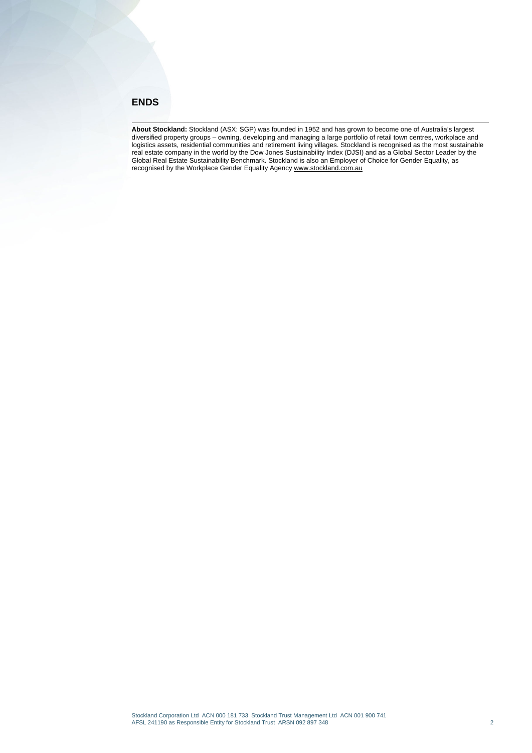## ENDS

**About Stockland:** Stockland (ASX: SGP) was founded in 1952 and has grown to become one of Australia's largest diversified property groups – owning, developing and managing a large portfolio of retail town centres, workplace and logistics assets, residential communities and retirement living villages. Stockland is recognised as the most sustainable real estate company in the world by the Dow Jones Sustainability Index (DJSI) and as a Global Sector Leader by the Global Real Estate Sustainability Benchmark. Stockland is also an Employer of Choice for Gender Equality, as recognised by the Workplace Gender Equality Agency www.stockland.com.au